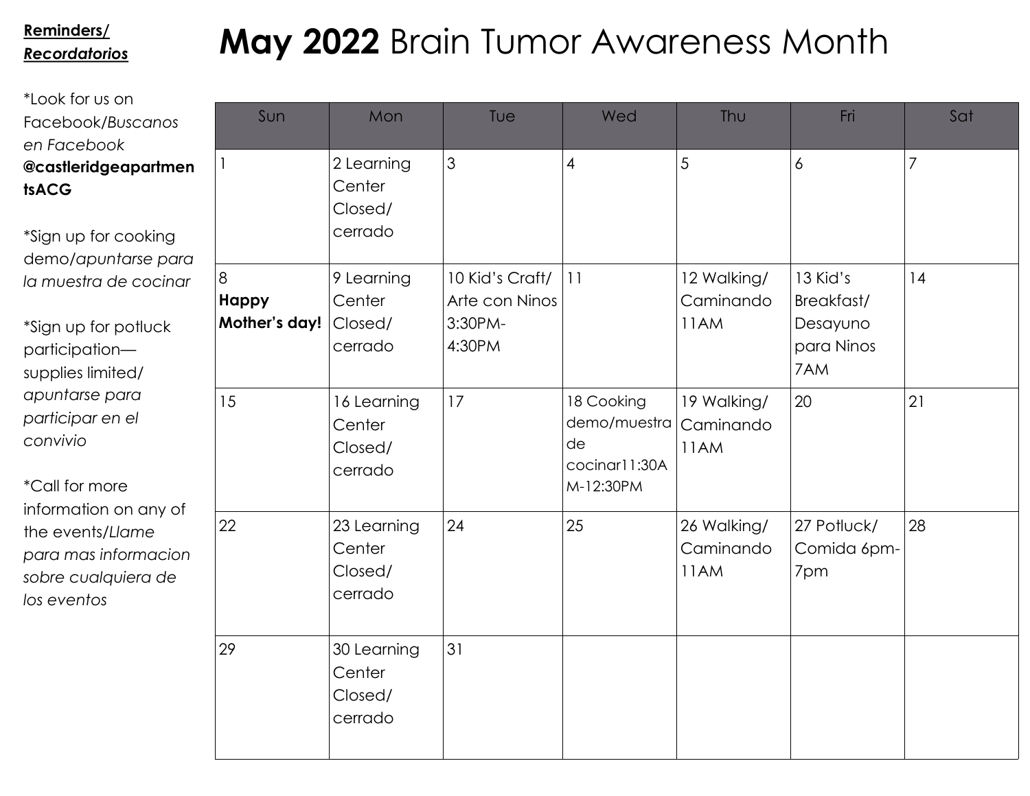# **May 2022** Brain Tumor Awareness Month

**_Reminders/ Recordatorios_**

*Look for us on Facebook/*Buscanos en Facebook* **@castleridgeapartmentsACG**

*Sign up for cooking demo/*apuntarse para la muestra de cocinar*

*Sign up for potluck participation—supplies limited/ *apuntarse para participar en el convivio*

*Call for more information on any of the events/*Llame para mas informacion sobre cualquiera de los eventos*

| Sun | Mon | Tue | Wed | Thu | Fri | Sat |
|---|---|---|---|---|---|---|
| 1 | 2 Learning Center Closed/ cerrado | 3 | 4 | 5 | 6 | 7 |
| 8 **Happy Mother's day!** | 9 Learning Center Closed/ cerrado | 10 Kid's Craft/ Arte con Ninos 3:30PM-4:30PM | 11 | 12 Walking/ Caminando 11AM | 13 Kid's Breakfast/ Desayuno para Ninos 7AM | 14 |
| 15 | 16 Learning Center Closed/ cerrado | 17 | 18 Cooking demo/muestra de cocinar11:30AM-12:30PM | 19 Walking/ Caminando 11AM | 20 | 21 |
| 22 | 23 Learning Center Closed/ cerrado | 24 | 25 | 26 Walking/ Caminando 11AM | 27 Potluck/ Comida 6pm-7pm | 28 |
| 29 | 30 Learning Center Closed/ cerrado | 31 | | | | |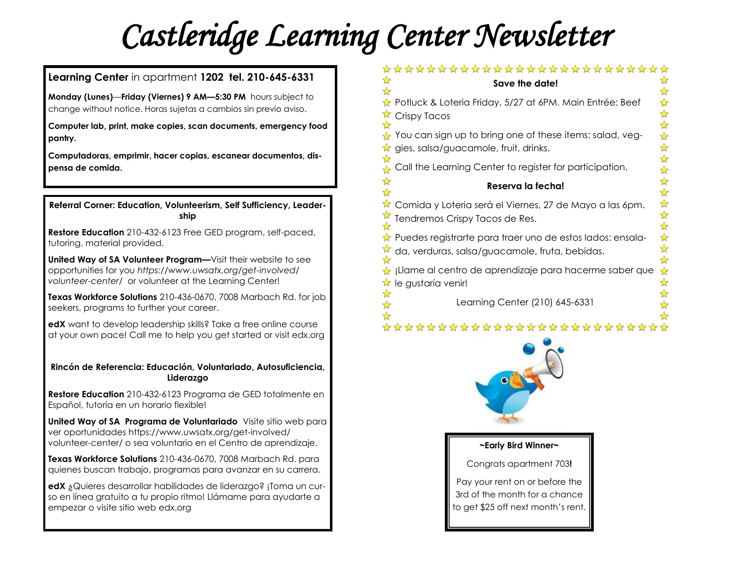# Castleridge Learning Center Newsletter

**Learning Center** in apartment **1202 tel. 210-645-6331**

**Monday (Lunes)**—**Friday (Viernes) 9 AM—5:30 PM** hours subject to change without notice. Horas sujetas a cambios sin previo aviso.

**Computer lab, print, make copies, scan documents, emergency food pantry.**

**Computadoras, emprimir, hacer copias, escanear documentos, dispensa de comida.**

**Referral Corner: Education, Volunteerism, Self Sufficiency, Leadership**

**Restore Education** 210-432-6123 Free GED program, self-paced, tutoring, material provided.

**United Way of SA Volunteer Program—**Visit their website to see opportunities for you *https://www.uwsatx.org/get-involved/volunteer-center/* or volunteer at the Learning Center!

**Texas Workforce Solutions** 210-436-0670, 7008 Marbach Rd. for job seekers, programs to further your career.

**edX** want to develop leadership skills? Take a free online course at your own pace! Call me to help you get started or visit edx.org

**Rincón de Referencia: Educación, Voluntariado, Autosuficiencia, Liderazgo**

**Restore Education** 210-432-6123 Programa de GED totalmente en Español, tutoría en un horario flexible!

**United Way of SA Programa de Voluntariado** Visite sitio web para ver oportunidades https://www.uwsatx.org/get-involved/volunteer-center/ o sea voluntario en el Centro de aprendizaje.

**Texas Workforce Solutions** 210-436-0670, 7008 Marbach Rd. para quienes buscan trabajo, programas para avanzar en su carrera.

**edX** ¿Quieres desarrollar habilidades de liderazgo? ¡Toma un curso en línea gratuito a tu propio ritmo! Llámame para ayudarte a empezar o visite sitio web edx.org

**Save the date!**

Potluck & Loteria Friday, 5/27 at 6PM. Main Entrée: Beef Crispy Tacos

You can sign up to bring one of these items: salad, veggies, salsa/guacamole, fruit, drinks.

Call the Learning Center to register for participation.

**Reserva la fecha!**

Comida y Loteria será el Viernes, 27 de Mayo a las 6pm. Tendremos Crispy Tacos de Res.

Puedes registrarte para traer uno de estos lados: ensalada, verduras, salsa/guacamole, fruta, bebidas.

¡Llame al centro de aprendizaje para hacerme saber que le gustaría venir!

Learning Center (210) 645-6331

**~Early Bird Winner~**

Congrats apartment 703**!**

Pay your rent on or before the 3rd of the month for a chance to get $25 off next month's rent.